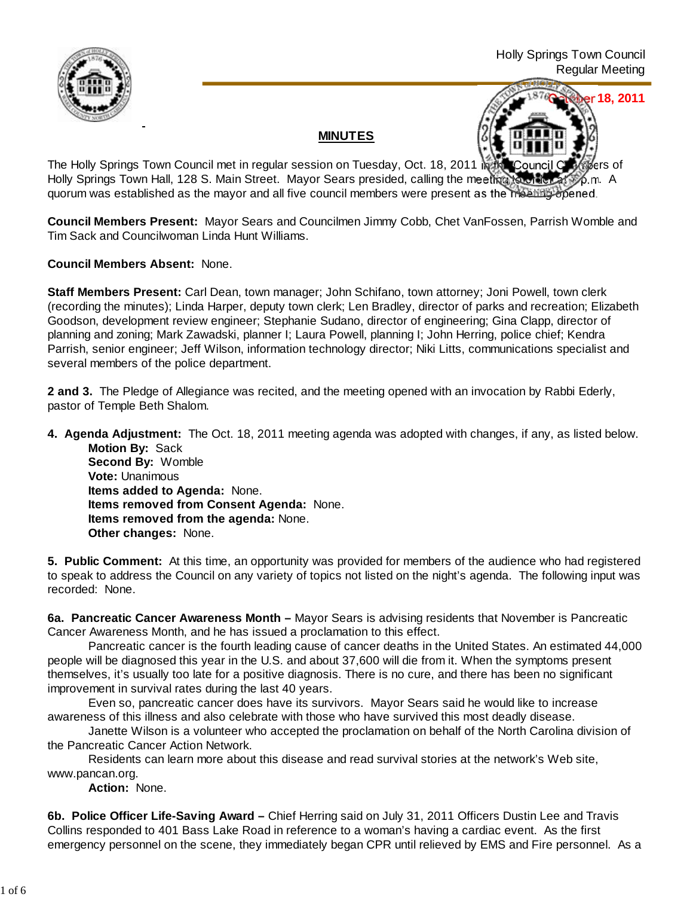Holly Springs Town Council
Regular Meeting

**October 18, 2011**

**MINUTES**

The Holly Springs Town Council met in regular session on Tuesday, Oct. 18, 2011 in the Council Chambers of Holly Springs Town Hall, 128 S. Main Street. Mayor Sears presided, calling the meeting to order at 7 p.m. A quorum was established as the mayor and all five council members were present as the meeting opened.

**Council Members Present:** Mayor Sears and Councilmen Jimmy Cobb, Chet VanFossen, Parrish Womble and Tim Sack and Councilwoman Linda Hunt Williams.

**Council Members Absent:** None.

**Staff Members Present:** Carl Dean, town manager; John Schifano, town attorney; Joni Powell, town clerk (recording the minutes); Linda Harper, deputy town clerk; Len Bradley, director of parks and recreation; Elizabeth Goodson, development review engineer; Stephanie Sudano, director of engineering; Gina Clapp, director of planning and zoning; Mark Zawadski, planner I; Laura Powell, planning I; John Herring, police chief; Kendra Parrish, senior engineer; Jeff Wilson, information technology director; Niki Litts, communications specialist and several members of the police department.

**2 and 3.** The Pledge of Allegiance was recited, and the meeting opened with an invocation by Rabbi Ederly, pastor of Temple Beth Shalom.

**4. Agenda Adjustment:** The Oct. 18, 2011 meeting agenda was adopted with changes, if any, as listed below.

**Motion By:** Sack
**Second By:** Womble
**Vote:** Unanimous
**Items added to Agenda:** None.
**Items removed from Consent Agenda:** None.
**Items removed from the agenda:** None.
**Other changes:** None.

**5. Public Comment:** At this time, an opportunity was provided for members of the audience who had registered to speak to address the Council on any variety of topics not listed on the night's agenda. The following input was recorded: None.

**6a. Pancreatic Cancer Awareness Month –** Mayor Sears is advising residents that November is Pancreatic Cancer Awareness Month, and he has issued a proclamation to this effect.

Pancreatic cancer is the fourth leading cause of cancer deaths in the United States. An estimated 44,000 people will be diagnosed this year in the U.S. and about 37,600 will die from it. When the symptoms present themselves, it's usually too late for a positive diagnosis. There is no cure, and there has been no significant improvement in survival rates during the last 40 years.

Even so, pancreatic cancer does have its survivors. Mayor Sears said he would like to increase awareness of this illness and also celebrate with those who have survived this most deadly disease.

Janette Wilson is a volunteer who accepted the proclamation on behalf of the North Carolina division of the Pancreatic Cancer Action Network.

Residents can learn more about this disease and read survival stories at the network's Web site, www.pancan.org.

**Action:** None.

**6b. Police Officer Life-Saving Award –** Chief Herring said on July 31, 2011 Officers Dustin Lee and Travis Collins responded to 401 Bass Lake Road in reference to a woman's having a cardiac event. As the first emergency personnel on the scene, they immediately began CPR until relieved by EMS and Fire personnel. As a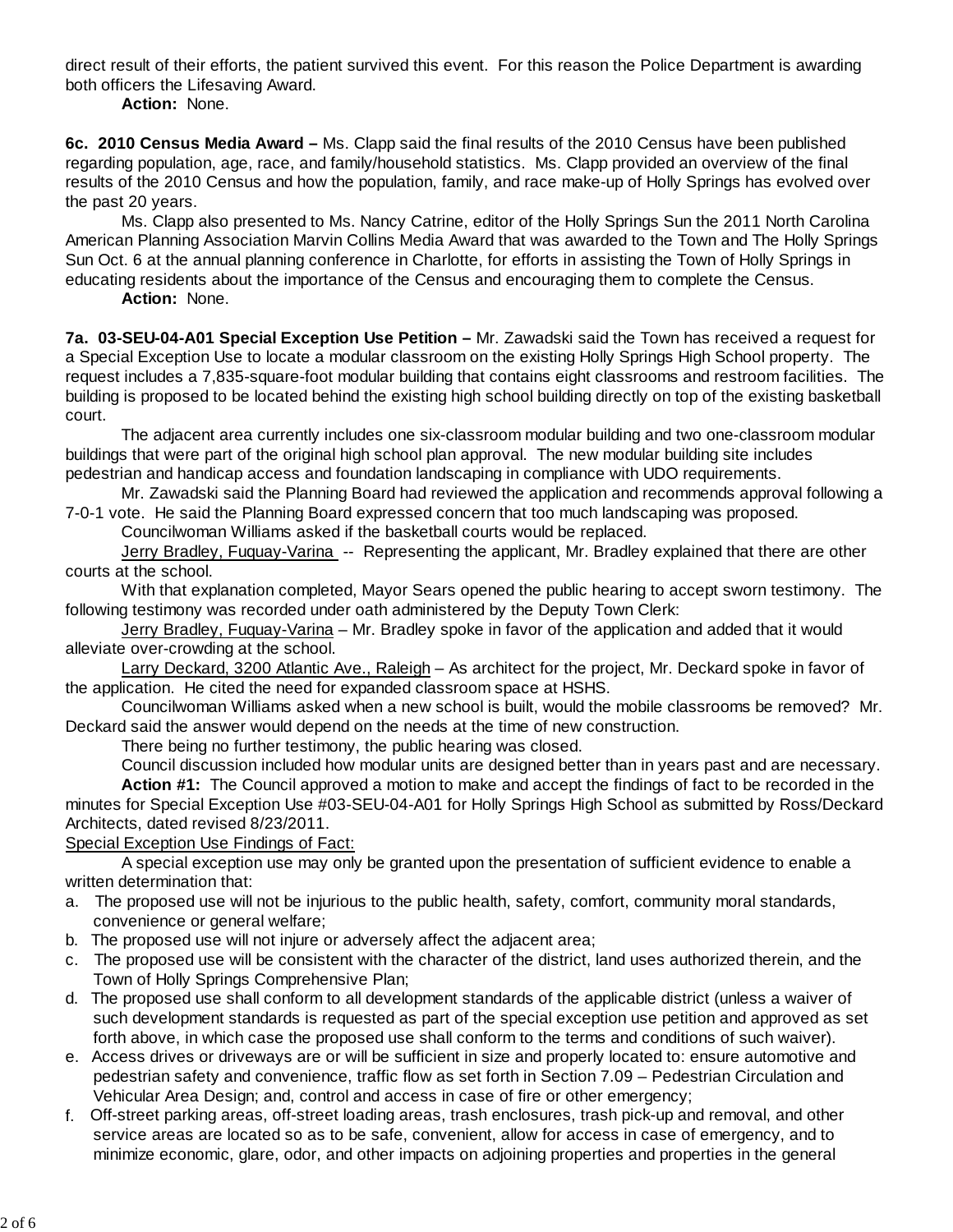direct result of their efforts, the patient survived this event. For this reason the Police Department is awarding both officers the Lifesaving Award.

**Action:** None.

**6c. 2010 Census Media Award –** Ms. Clapp said the final results of the 2010 Census have been published regarding population, age, race, and family/household statistics. Ms. Clapp provided an overview of the final results of the 2010 Census and how the population, family, and race make-up of Holly Springs has evolved over the past 20 years.

Ms. Clapp also presented to Ms. Nancy Catrine, editor of the Holly Springs Sun the 2011 North Carolina American Planning Association Marvin Collins Media Award that was awarded to the Town and The Holly Springs Sun Oct. 6 at the annual planning conference in Charlotte, for efforts in assisting the Town of Holly Springs in educating residents about the importance of the Census and encouraging them to complete the Census.

**Action:** None.

**7a. 03-SEU-04-A01 Special Exception Use Petition –** Mr. Zawadski said the Town has received a request for a Special Exception Use to locate a modular classroom on the existing Holly Springs High School property. The request includes a 7,835-square-foot modular building that contains eight classrooms and restroom facilities. The building is proposed to be located behind the existing high school building directly on top of the existing basketball court.

The adjacent area currently includes one six-classroom modular building and two one-classroom modular buildings that were part of the original high school plan approval. The new modular building site includes pedestrian and handicap access and foundation landscaping in compliance with UDO requirements.

Mr. Zawadski said the Planning Board had reviewed the application and recommends approval following a 7-0-1 vote. He said the Planning Board expressed concern that too much landscaping was proposed.

Councilwoman Williams asked if the basketball courts would be replaced.

Jerry Bradley, Fuquay-Varina -- Representing the applicant, Mr. Bradley explained that there are other courts at the school.

With that explanation completed, Mayor Sears opened the public hearing to accept sworn testimony. The following testimony was recorded under oath administered by the Deputy Town Clerk:

Jerry Bradley, Fuquay-Varina – Mr. Bradley spoke in favor of the application and added that it would alleviate over-crowding at the school.

Larry Deckard, 3200 Atlantic Ave., Raleigh – As architect for the project, Mr. Deckard spoke in favor of the application. He cited the need for expanded classroom space at HSHS.

Councilwoman Williams asked when a new school is built, would the mobile classrooms be removed? Mr. Deckard said the answer would depend on the needs at the time of new construction.

There being no further testimony, the public hearing was closed.

Council discussion included how modular units are designed better than in years past and are necessary.

**Action #1:** The Council approved a motion to make and accept the findings of fact to be recorded in the minutes for Special Exception Use #03-SEU-04-A01 for Holly Springs High School as submitted by Ross/Deckard Architects, dated revised 8/23/2011.

Special Exception Use Findings of Fact:

A special exception use may only be granted upon the presentation of sufficient evidence to enable a written determination that:

a. The proposed use will not be injurious to the public health, safety, comfort, community moral standards, convenience or general welfare;
b. The proposed use will not injure or adversely affect the adjacent area;
c. The proposed use will be consistent with the character of the district, land uses authorized therein, and the Town of Holly Springs Comprehensive Plan;
d. The proposed use shall conform to all development standards of the applicable district (unless a waiver of such development standards is requested as part of the special exception use petition and approved as set forth above, in which case the proposed use shall conform to the terms and conditions of such waiver).
e. Access drives or driveways are or will be sufficient in size and properly located to: ensure automotive and pedestrian safety and convenience, traffic flow as set forth in Section 7.09 – Pedestrian Circulation and Vehicular Area Design; and, control and access in case of fire or other emergency;
f. Off-street parking areas, off-street loading areas, trash enclosures, trash pick-up and removal, and other service areas are located so as to be safe, convenient, allow for access in case of emergency, and to minimize economic, glare, odor, and other impacts on adjoining properties and properties in the general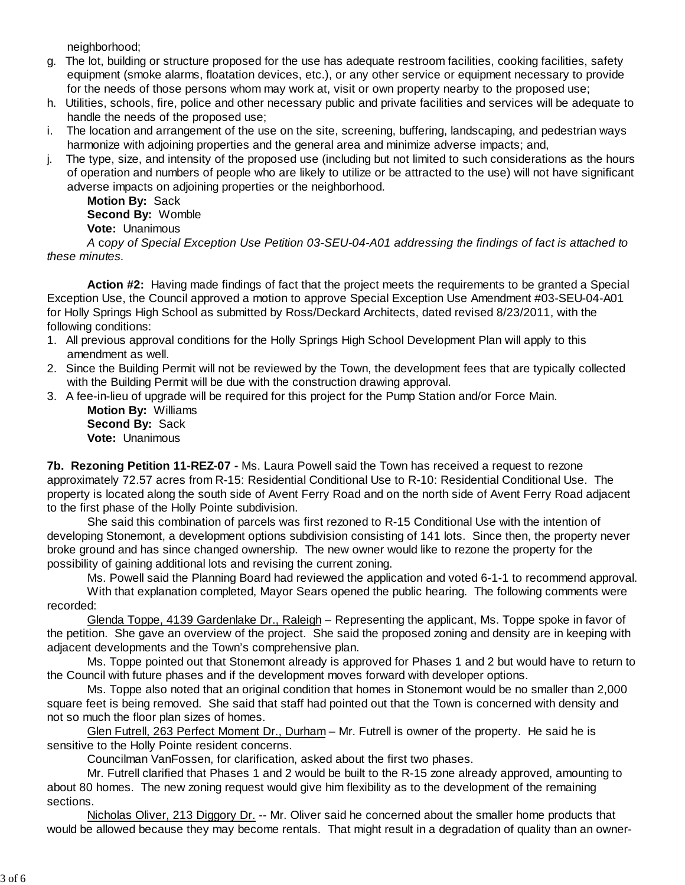neighborhood;

g. The lot, building or structure proposed for the use has adequate restroom facilities, cooking facilities, safety equipment (smoke alarms, floatation devices, etc.), or any other service or equipment necessary to provide for the needs of those persons whom may work at, visit or own property nearby to the proposed use;
h. Utilities, schools, fire, police and other necessary public and private facilities and services will be adequate to handle the needs of the proposed use;
i. The location and arrangement of the use on the site, screening, buffering, landscaping, and pedestrian ways harmonize with adjoining properties and the general area and minimize adverse impacts; and,
j. The type, size, and intensity of the proposed use (including but not limited to such considerations as the hours of operation and numbers of people who are likely to utilize or be attracted to the use) will not have significant adverse impacts on adjoining properties or the neighborhood.

**Motion By:** Sack
**Second By:** Womble
**Vote:** Unanimous

*A copy of Special Exception Use Petition 03-SEU-04-A01 addressing the findings of fact is attached to these minutes.*

**Action #2:** Having made findings of fact that the project meets the requirements to be granted a Special Exception Use, the Council approved a motion to approve Special Exception Use Amendment #03-SEU-04-A01 for Holly Springs High School as submitted by Ross/Deckard Architects, dated revised 8/23/2011, with the following conditions:

1. All previous approval conditions for the Holly Springs High School Development Plan will apply to this amendment as well.
2. Since the Building Permit will not be reviewed by the Town, the development fees that are typically collected with the Building Permit will be due with the construction drawing approval.
3. A fee-in-lieu of upgrade will be required for this project for the Pump Station and/or Force Main.

**Motion By:** Williams
**Second By:** Sack
**Vote:** Unanimous

**7b. Rezoning Petition 11-REZ-07 -** Ms. Laura Powell said the Town has received a request to rezone approximately 72.57 acres from R-15: Residential Conditional Use to R-10: Residential Conditional Use. The property is located along the south side of Avent Ferry Road and on the north side of Avent Ferry Road adjacent to the first phase of the Holly Pointe subdivision.

She said this combination of parcels was first rezoned to R-15 Conditional Use with the intention of developing Stonemont, a development options subdivision consisting of 141 lots. Since then, the property never broke ground and has since changed ownership. The new owner would like to rezone the property for the possibility of gaining additional lots and revising the current zoning.

Ms. Powell said the Planning Board had reviewed the application and voted 6-1-1 to recommend approval.

With that explanation completed, Mayor Sears opened the public hearing. The following comments were recorded:

Glenda Toppe, 4139 Gardenlake Dr., Raleigh – Representing the applicant, Ms. Toppe spoke in favor of the petition. She gave an overview of the project. She said the proposed zoning and density are in keeping with adjacent developments and the Town's comprehensive plan.

Ms. Toppe pointed out that Stonemont already is approved for Phases 1 and 2 but would have to return to the Council with future phases and if the development moves forward with developer options.

Ms. Toppe also noted that an original condition that homes in Stonemont would be no smaller than 2,000 square feet is being removed. She said that staff had pointed out that the Town is concerned with density and not so much the floor plan sizes of homes.

Glen Futrell, 263 Perfect Moment Dr., Durham – Mr. Futrell is owner of the property. He said he is sensitive to the Holly Pointe resident concerns.

Councilman VanFossen, for clarification, asked about the first two phases.

Mr. Futrell clarified that Phases 1 and 2 would be built to the R-15 zone already approved, amounting to about 80 homes. The new zoning request would give him flexibility as to the development of the remaining sections.

Nicholas Oliver, 213 Diggory Dr. -- Mr. Oliver said he concerned about the smaller home products that would be allowed because they may become rentals. That might result in a degradation of quality than an owner-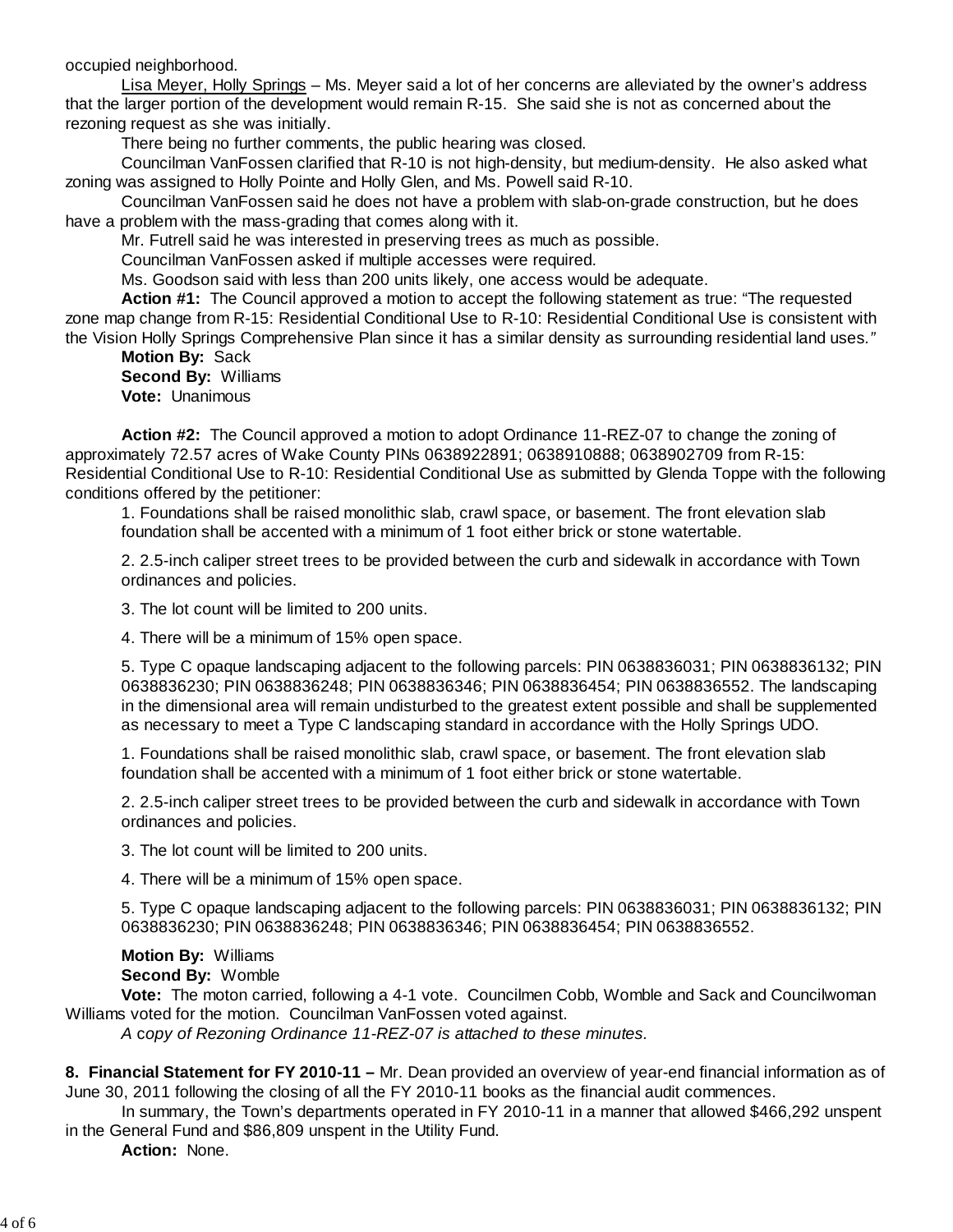occupied neighborhood.

Lisa Meyer, Holly Springs – Ms. Meyer said a lot of her concerns are alleviated by the owner's address that the larger portion of the development would remain R-15. She said she is not as concerned about the rezoning request as she was initially.

There being no further comments, the public hearing was closed.

Councilman VanFossen clarified that R-10 is not high-density, but medium-density. He also asked what zoning was assigned to Holly Pointe and Holly Glen, and Ms. Powell said R-10.

Councilman VanFossen said he does not have a problem with slab-on-grade construction, but he does have a problem with the mass-grading that comes along with it.

Mr. Futrell said he was interested in preserving trees as much as possible.

Councilman VanFossen asked if multiple accesses were required.

Ms. Goodson said with less than 200 units likely, one access would be adequate.

**Action #1:** The Council approved a motion to accept the following statement as true: "The requested zone map change from R-15: Residential Conditional Use to R-10: Residential Conditional Use is consistent with the Vision Holly Springs Comprehensive Plan since it has a similar density as surrounding residential land uses."

**Motion By:** Sack
**Second By:** Williams
**Vote:** Unanimous

**Action #2:** The Council approved a motion to adopt Ordinance 11-REZ-07 to change the zoning of approximately 72.57 acres of Wake County PINs 0638922891; 0638910888; 0638902709 from R-15: Residential Conditional Use to R-10: Residential Conditional Use as submitted by Glenda Toppe with the following conditions offered by the petitioner:

1. Foundations shall be raised monolithic slab, crawl space, or basement. The front elevation slab foundation shall be accented with a minimum of 1 foot either brick or stone watertable.

2. 2.5-inch caliper street trees to be provided between the curb and sidewalk in accordance with Town ordinances and policies.

3. The lot count will be limited to 200 units.

4. There will be a minimum of 15% open space.

5. Type C opaque landscaping adjacent to the following parcels: PIN 0638836031; PIN 0638836132; PIN 0638836230; PIN 0638836248; PIN 0638836346; PIN 0638836454; PIN 0638836552. The landscaping in the dimensional area will remain undisturbed to the greatest extent possible and shall be supplemented as necessary to meet a Type C landscaping standard in accordance with the Holly Springs UDO.

1. Foundations shall be raised monolithic slab, crawl space, or basement. The front elevation slab foundation shall be accented with a minimum of 1 foot either brick or stone watertable.

2. 2.5-inch caliper street trees to be provided between the curb and sidewalk in accordance with Town ordinances and policies.

3. The lot count will be limited to 200 units.

4. There will be a minimum of 15% open space.

5. Type C opaque landscaping adjacent to the following parcels: PIN 0638836031; PIN 0638836132; PIN 0638836230; PIN 0638836248; PIN 0638836346; PIN 0638836454; PIN 0638836552.

**Motion By:** Williams
**Second By:** Womble
**Vote:** The moton carried, following a 4-1 vote. Councilmen Cobb, Womble and Sack and Councilwoman Williams voted for the motion. Councilman VanFossen voted against.

*A copy of Rezoning Ordinance 11-REZ-07 is attached to these minutes.*

**8. Financial Statement for FY 2010-11 –** Mr. Dean provided an overview of year-end financial information as of June 30, 2011 following the closing of all the FY 2010-11 books as the financial audit commences.

In summary, the Town's departments operated in FY 2010-11 in a manner that allowed $466,292 unspent in the General Fund and $86,809 unspent in the Utility Fund.

**Action:** None.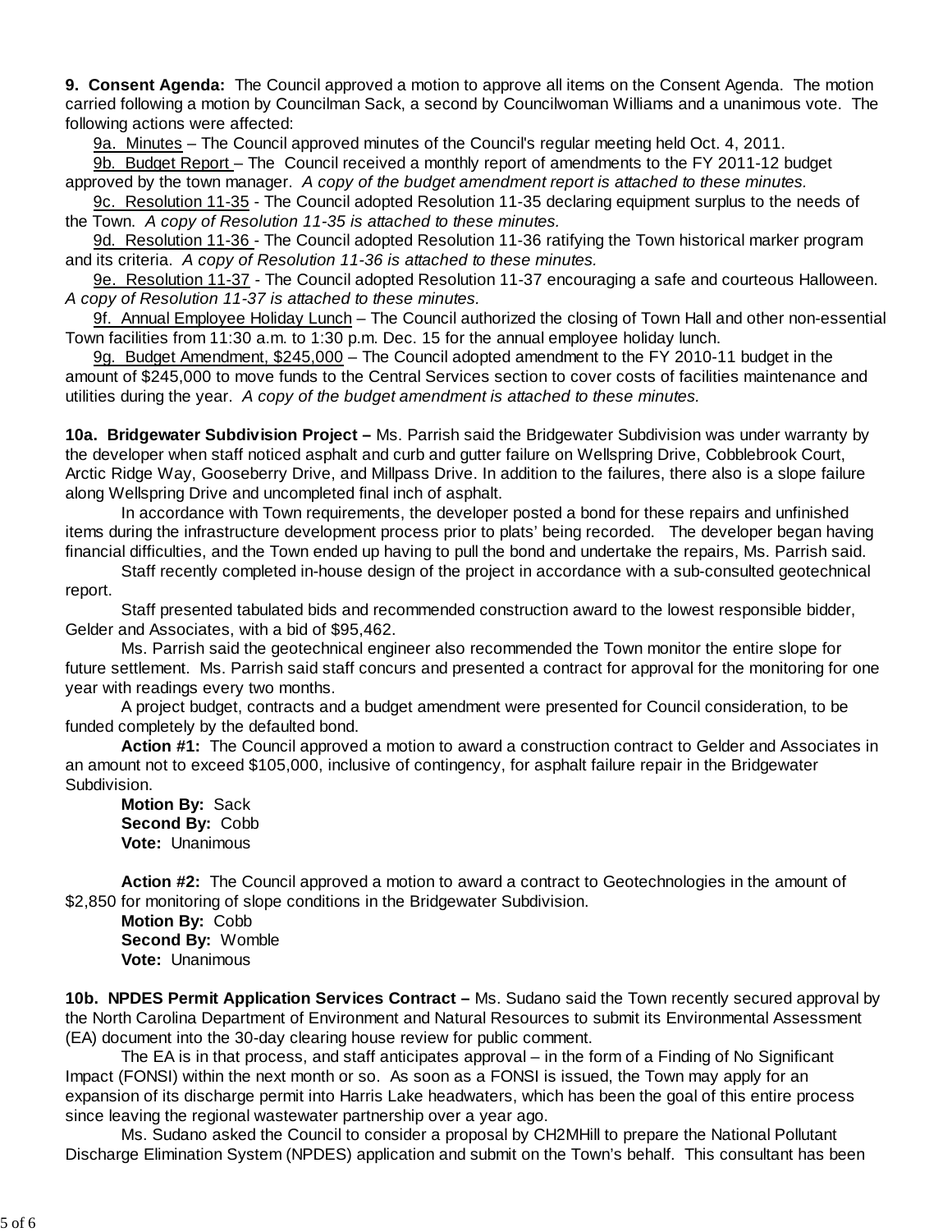**9. Consent Agenda:** The Council approved a motion to approve all items on the Consent Agenda. The motion carried following a motion by Councilman Sack, a second by Councilwoman Williams and a unanimous vote. The following actions were affected:

9a. Minutes – The Council approved minutes of the Council's regular meeting held Oct. 4, 2011.

9b. Budget Report – The Council received a monthly report of amendments to the FY 2011-12 budget approved by the town manager. *A copy of the budget amendment report is attached to these minutes.*

9c. Resolution 11-35 - The Council adopted Resolution 11-35 declaring equipment surplus to the needs of the Town. *A copy of Resolution 11-35 is attached to these minutes.*

9d. Resolution 11-36 - The Council adopted Resolution 11-36 ratifying the Town historical marker program and its criteria. *A copy of Resolution 11-36 is attached to these minutes.*

9e. Resolution 11-37 - The Council adopted Resolution 11-37 encouraging a safe and courteous Halloween. *A copy of Resolution 11-37 is attached to these minutes.*

9f. Annual Employee Holiday Lunch – The Council authorized the closing of Town Hall and other non-essential Town facilities from 11:30 a.m. to 1:30 p.m. Dec. 15 for the annual employee holiday lunch.

9g. Budget Amendment, $245,000 – The Council adopted amendment to the FY 2010-11 budget in the amount of $245,000 to move funds to the Central Services section to cover costs of facilities maintenance and utilities during the year. *A copy of the budget amendment is attached to these minutes.*

**10a. Bridgewater Subdivision Project –** Ms. Parrish said the Bridgewater Subdivision was under warranty by the developer when staff noticed asphalt and curb and gutter failure on Wellspring Drive, Cobblebrook Court, Arctic Ridge Way, Gooseberry Drive, and Millpass Drive. In addition to the failures, there also is a slope failure along Wellspring Drive and uncompleted final inch of asphalt.

In accordance with Town requirements, the developer posted a bond for these repairs and unfinished items during the infrastructure development process prior to plats' being recorded. The developer began having financial difficulties, and the Town ended up having to pull the bond and undertake the repairs, Ms. Parrish said.

Staff recently completed in-house design of the project in accordance with a sub-consulted geotechnical report.

Staff presented tabulated bids and recommended construction award to the lowest responsible bidder, Gelder and Associates, with a bid of $95,462.

Ms. Parrish said the geotechnical engineer also recommended the Town monitor the entire slope for future settlement. Ms. Parrish said staff concurs and presented a contract for approval for the monitoring for one year with readings every two months.

A project budget, contracts and a budget amendment were presented for Council consideration, to be funded completely by the defaulted bond.

**Action #1:** The Council approved a motion to award a construction contract to Gelder and Associates in an amount not to exceed $105,000, inclusive of contingency, for asphalt failure repair in the Bridgewater Subdivision.

**Motion By:** Sack
**Second By:** Cobb
**Vote:** Unanimous

**Action #2:** The Council approved a motion to award a contract to Geotechnologies in the amount of $2,850 for monitoring of slope conditions in the Bridgewater Subdivision.

**Motion By:** Cobb
**Second By:** Womble
**Vote:** Unanimous

**10b. NPDES Permit Application Services Contract –** Ms. Sudano said the Town recently secured approval by the North Carolina Department of Environment and Natural Resources to submit its Environmental Assessment (EA) document into the 30-day clearing house review for public comment.

The EA is in that process, and staff anticipates approval – in the form of a Finding of No Significant Impact (FONSI) within the next month or so. As soon as a FONSI is issued, the Town may apply for an expansion of its discharge permit into Harris Lake headwaters, which has been the goal of this entire process since leaving the regional wastewater partnership over a year ago.

Ms. Sudano asked the Council to consider a proposal by CH2MHill to prepare the National Pollutant Discharge Elimination System (NPDES) application and submit on the Town's behalf. This consultant has been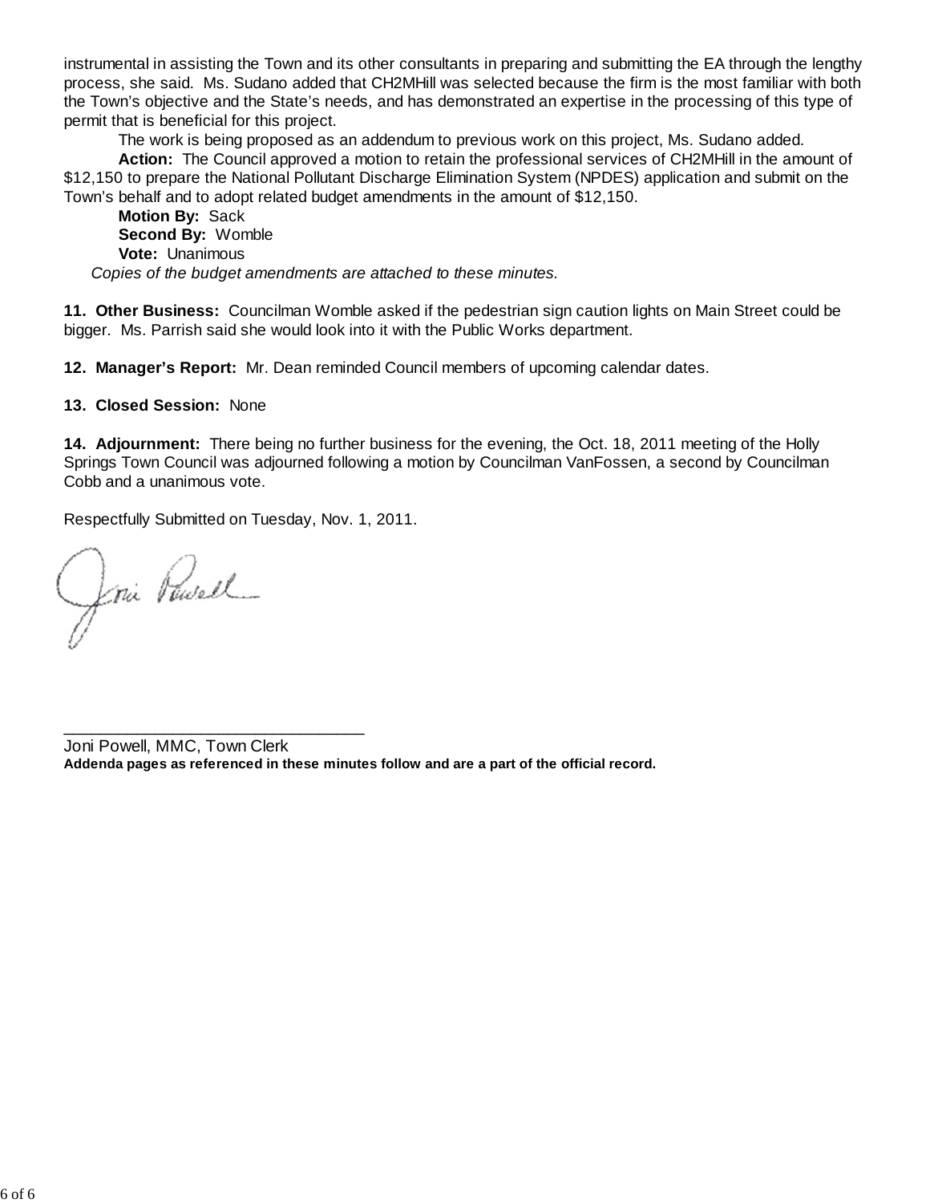instrumental in assisting the Town and its other consultants in preparing and submitting the EA through the lengthy process, she said. Ms. Sudano added that CH2MHill was selected because the firm is the most familiar with both the Town's objective and the State's needs, and has demonstrated an expertise in the processing of this type of permit that is beneficial for this project.

The work is being proposed as an addendum to previous work on this project, Ms. Sudano added.

**Action:** The Council approved a motion to retain the professional services of CH2MHill in the amount of $12,150 to prepare the National Pollutant Discharge Elimination System (NPDES) application and submit on the Town's behalf and to adopt related budget amendments in the amount of $12,150.

**Motion By:** Sack
**Second By:** Womble
**Vote:** Unanimous

*Copies of the budget amendments are attached to these minutes.*

**11. Other Business:** Councilman Womble asked if the pedestrian sign caution lights on Main Street could be bigger. Ms. Parrish said she would look into it with the Public Works department.

**12. Manager's Report:** Mr. Dean reminded Council members of upcoming calendar dates.

**13. Closed Session:** None

**14. Adjournment:** There being no further business for the evening, the Oct. 18, 2011 meeting of the Holly Springs Town Council was adjourned following a motion by Councilman VanFossen, a second by Councilman Cobb and a unanimous vote.

Respectfully Submitted on Tuesday, Nov. 1, 2011.

Joni Powell

___________________________________
Joni Powell, MMC, Town Clerk

**Addenda pages as referenced in these minutes follow and are a part of the official record.**